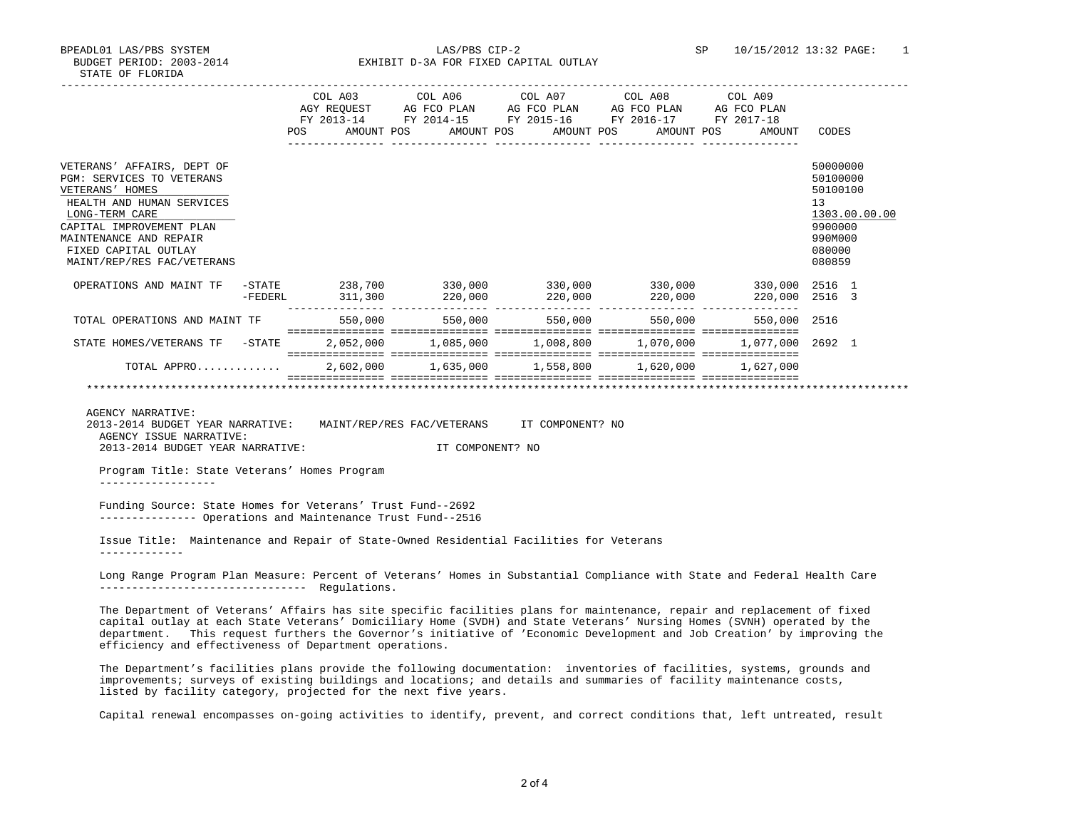BPEADL01 LAS/PBS SYSTEM　　LAS/PBS CIP-2　　SP　10/15/2012 13:32 PAGE: 1
BUDGET PERIOD: 2003-2014　　EXHIBIT D-3A FOR FIXED CAPITAL OUTLAY
STATE OF FLORIDA

| | | COL A03 AGY REQUEST FY 2013-14 POS AMOUNT | COL A06 AG FCO PLAN FY 2014-15 POS AMOUNT | COL A07 AG FCO PLAN FY 2015-16 POS AMOUNT | COL A08 AG FCO PLAN FY 2016-17 POS AMOUNT | COL A09 AG FCO PLAN FY 2017-18 POS AMOUNT | CODES |
|---|---|---|---|---|---|---|---|
| VETERANS' AFFAIRS, DEPT OF | | | | | | | 50000000 |
| PGM: SERVICES TO VETERANS | | | | | | | 50100000 |
| VETERANS' HOMES | | | | | | | 50100100 |
| HEALTH AND HUMAN SERVICES | | | | | | | 13 |
| LONG-TERM CARE | | | | | | | 1303.00.00.00 |
| CAPITAL IMPROVEMENT PLAN | | | | | | | 9900000 |
| MAINTENANCE AND REPAIR | | | | | | | 990M000 |
| FIXED CAPITAL OUTLAY | | | | | | | 080000 |
| MAINT/REP/RES FAC/VETERANS | | | | | | | 080859 |
| OPERATIONS AND MAINT TF | -STATE | 238,700 | 330,000 | 330,000 | 330,000 | 330,000 | 2516 1 |
| | -FEDERL | 311,300 | 220,000 | 220,000 | 220,000 | 220,000 | 2516 3 |
| TOTAL OPERATIONS AND MAINT TF | | 550,000 | 550,000 | 550,000 | 550,000 | 550,000 | 2516 |
| STATE HOMES/VETERANS TF | -STATE | 2,052,000 | 1,085,000 | 1,008,800 | 1,070,000 | 1,077,000 | 2692 1 |
| TOTAL APPRO............ | | 2,602,000 | 1,635,000 | 1,558,800 | 1,620,000 | 1,627,000 | |

AGENCY NARRATIVE:
2013-2014 BUDGET YEAR NARRATIVE: MAINT/REP/RES FAC/VETERANS IT COMPONENT? NO
AGENCY ISSUE NARRATIVE:
2013-2014 BUDGET YEAR NARRATIVE: IT COMPONENT? NO

Program Title: State Veterans' Homes Program

Funding Source: State Homes for Veterans' Trust Fund--2692
Operations and Maintenance Trust Fund--2516

Issue Title: Maintenance and Repair of State-Owned Residential Facilities for Veterans

Long Range Program Plan Measure: Percent of Veterans' Homes in Substantial Compliance with State and Federal Health Care Regulations.

The Department of Veterans' Affairs has site specific facilities plans for maintenance, repair and replacement of fixed capital outlay at each State Veterans' Domiciliary Home (SVDH) and State Veterans' Nursing Homes (SVNH) operated by the department. This request furthers the Governor's initiative of 'Economic Development and Job Creation' by improving the efficiency and effectiveness of Department operations.

The Department's facilities plans provide the following documentation: inventories of facilities, systems, grounds and improvements; surveys of existing buildings and locations; and details and summaries of facility maintenance costs, listed by facility category, projected for the next five years.

Capital renewal encompasses on-going activities to identify, prevent, and correct conditions that, left untreated, result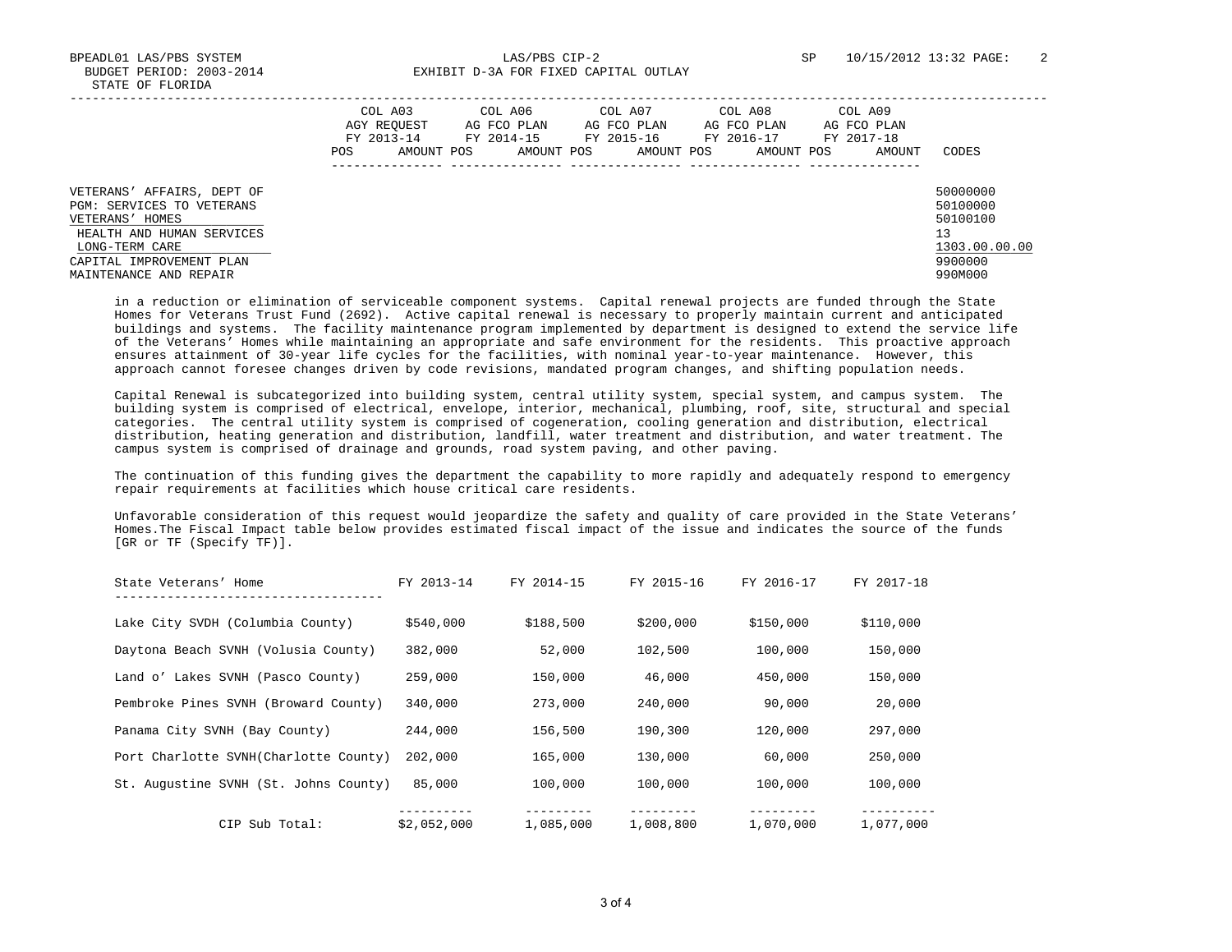BPEADL01 LAS/PBS SYSTEM  LAS/PBS CIP-2  SP  10/15/2012 13:32 PAGE: 2
BUDGET PERIOD: 2003-2014  EXHIBIT D-3A FOR FIXED CAPITAL OUTLAY
STATE OF FLORIDA

| | COL A03 AGY REQUEST FY 2013-14 | | COL A06 AG FCO PLAN FY 2014-15 | | COL A07 AG FCO PLAN FY 2015-16 | | COL A08 AG FCO PLAN FY 2016-17 | | COL A09 AG FCO PLAN FY 2017-18 | | |
|---|---|---|---|---|---|---|---|---|---|---|---|
| | POS | AMOUNT | POS | AMOUNT | POS | AMOUNT | POS | AMOUNT | POS | AMOUNT | CODES |
| VETERANS' AFFAIRS, DEPT OF | | | | | | | | | | | 50000000 |
| PGM: SERVICES TO VETERANS | | | | | | | | | | | 50100000 |
| VETERANS' HOMES | | | | | | | | | | | 50100100 |
| HEALTH AND HUMAN SERVICES | | | | | | | | | | | 13 |
| LONG-TERM CARE | | | | | | | | | | | 1303.00.00.00 |
| CAPITAL IMPROVEMENT PLAN | | | | | | | | | | | 9900000 |
| MAINTENANCE AND REPAIR | | | | | | | | | | | 990M000 |

in a reduction or elimination of serviceable component systems. Capital renewal projects are funded through the State Homes for Veterans Trust Fund (2692). Active capital renewal is necessary to properly maintain current and anticipated buildings and systems. The facility maintenance program implemented by department is designed to extend the service life of the Veterans' Homes while maintaining an appropriate and safe environment for the residents. This proactive approach ensures attainment of 30-year life cycles for the facilities, with nominal year-to-year maintenance. However, this approach cannot foresee changes driven by code revisions, mandated program changes, and shifting population needs.

Capital Renewal is subcategorized into building system, central utility system, special system, and campus system. The building system is comprised of electrical, envelope, interior, mechanical, plumbing, roof, site, structural and special categories. The central utility system is comprised of cogeneration, cooling generation and distribution, electrical distribution, heating generation and distribution, landfill, water treatment and distribution, and water treatment. The campus system is comprised of drainage and grounds, road system paving, and other paving.

The continuation of this funding gives the department the capability to more rapidly and adequately respond to emergency repair requirements at facilities which house critical care residents.

Unfavorable consideration of this request would jeopardize the safety and quality of care provided in the State Veterans' Homes.The Fiscal Impact table below provides estimated fiscal impact of the issue and indicates the source of the funds [GR or TF (Specify TF)].

| State Veterans' Home | FY 2013-14 | FY 2014-15 | FY 2015-16 | FY 2016-17 | FY 2017-18 |
|---|---|---|---|---|---|
| Lake City SVDH (Columbia County) | $540,000 | $188,500 | $200,000 | $150,000 | $110,000 |
| Daytona Beach SVNH (Volusia County) | 382,000 | 52,000 | 102,500 | 100,000 | 150,000 |
| Land o' Lakes SVNH (Pasco County) | 259,000 | 150,000 | 46,000 | 450,000 | 150,000 |
| Pembroke Pines SVNH (Broward County) | 340,000 | 273,000 | 240,000 | 90,000 | 20,000 |
| Panama City SVNH (Bay County) | 244,000 | 156,500 | 190,300 | 120,000 | 297,000 |
| Port Charlotte SVNH(Charlotte County) | 202,000 | 165,000 | 130,000 | 60,000 | 250,000 |
| St. Augustine SVNH (St. Johns County) | 85,000 | 100,000 | 100,000 | 100,000 | 100,000 |
| CIP Sub Total: | $2,052,000 | 1,085,000 | 1,008,800 | 1,070,000 | 1,077,000 |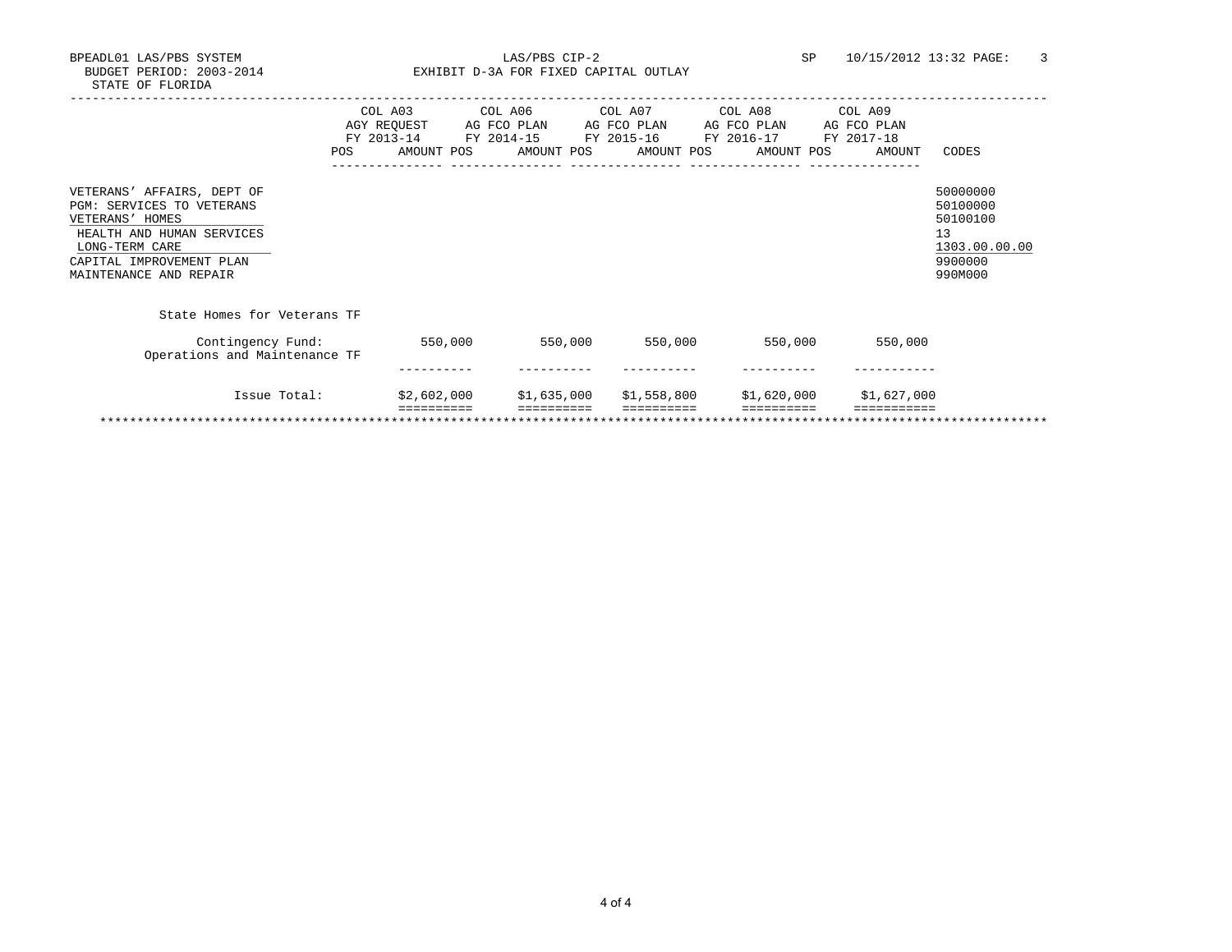BPEADL01 LAS/PBS SYSTEM
BUDGET PERIOD: 2003-2014
STATE OF FLORIDA

LAS/PBS CIP-2
EXHIBIT D-3A FOR FIXED CAPITAL OUTLAY

SP 10/15/2012 13:32 PAGE: 3

| | COL A03 AGY REQUEST FY 2013-14 POS AMOUNT | COL A06 AG FCO PLAN FY 2014-15 POS AMOUNT | COL A07 AG FCO PLAN FY 2015-16 POS AMOUNT | COL A08 AG FCO PLAN FY 2016-17 POS AMOUNT | COL A09 AG FCO PLAN FY 2017-18 POS AMOUNT | CODES |
|---|---|---|---|---|---|---|
| VETERANS' AFFAIRS, DEPT OF | | | | | | 50000000 |
| PGM: SERVICES TO VETERANS | | | | | | 50100000 |
| VETERANS' HOMES | | | | | | 50100100 |
| HEALTH AND HUMAN SERVICES | | | | | | 13 |
| LONG-TERM CARE | | | | | | 1303.00.00.00 |
| CAPITAL IMPROVEMENT PLAN | | | | | | 9900000 |
| MAINTENANCE AND REPAIR | | | | | | 990M000 |
| State Homes for Veterans TF | | | | | | |
| Contingency Fund: Operations and Maintenance TF | 550,000 | 550,000 | 550,000 | 550,000 | 550,000 | |
| Issue Total: | $2,602,000 | $1,635,000 | $1,558,800 | $1,620,000 | $1,627,000 | |